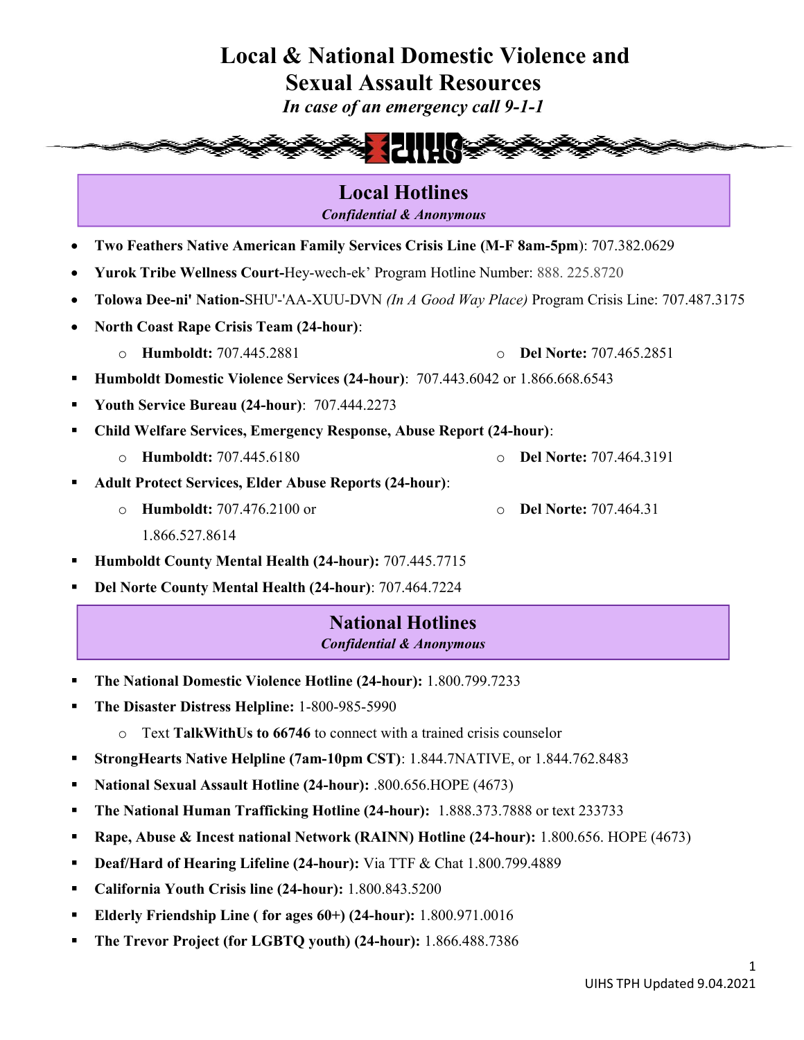# Local & National Domestic Violence and Sexual Assault Resources

*In case of an emergency call 9-1-1*

## Local Hotlines

*Confidential & Anonymous*

- **Two Feathers Native American Family Services Crisis Line (M-F 8am-5pm)**: 707.382.0629
- **Yurok Tribe Wellness Court-**Hey-wech-ek' Program Hotline Number: 888. 225.8720
- **Tolowa Dee-ni' Nation-**SHU'-'AA-XUU-DVN *(In A Good Way Place)* Program Crisis Line: 707.487.3175
- **North Coast Rape Crisis Team (24-hour)**:
  - **Humboldt:** 707.445.2881
  - **Del Norte:** 707.465.2851
- **Humboldt Domestic Violence Services (24-hour)**: 707.443.6042 or 1.866.668.6543
- **Youth Service Bureau (24-hour)**: 707.444.2273
- **Child Welfare Services, Emergency Response, Abuse Report (24-hour)**:
  - **Humboldt:** 707.445.6180
  - **Del Norte:** 707.464.3191
- **Adult Protect Services, Elder Abuse Reports (24-hour)**:
  - **Humboldt:** 707.476.2100 or 1.866.527.8614
  - **Del Norte:** 707.464.31
- **Humboldt County Mental Health (24-hour):** 707.445.7715
- **Del Norte County Mental Health (24-hour)**: 707.464.7224

## National Hotlines

*Confidential & Anonymous*

- **The National Domestic Violence Hotline (24-hour):** 1.800.799.7233
- **The Disaster Distress Helpline:** 1-800-985-5990
  - Text **TalkWithUs to 66746** to connect with a trained crisis counselor
- **StrongHearts Native Helpline (7am-10pm CST)**: 1.844.7NATIVE, or 1.844.762.8483
- **National Sexual Assault Hotline (24-hour):** .800.656.HOPE (4673)
- **The National Human Trafficking Hotline (24-hour):** 1.888.373.7888 or text 233733
- **Rape, Abuse & Incest national Network (RAINN) Hotline (24-hour):** 1.800.656. HOPE (4673)
- **Deaf/Hard of Hearing Lifeline (24-hour):** Via TTF & Chat 1.800.799.4889
- **California Youth Crisis line (24-hour):** 1.800.843.5200
- **Elderly Friendship Line ( for ages 60+) (24-hour):** 1.800.971.0016
- **The Trevor Project (for LGBTQ youth) (24-hour):** 1.866.488.7386

UIHS TPH Updated 9.04.2021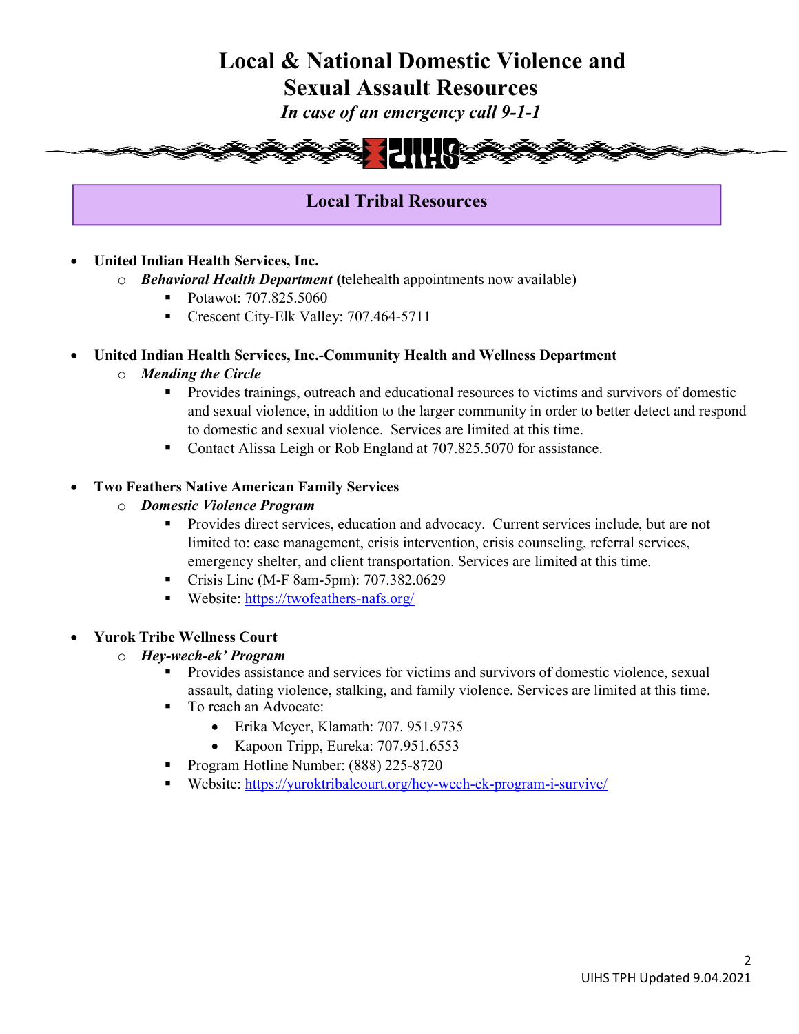# Local & National Domestic Violence and Sexual Assault Resources

*In case of an emergency call 9-1-1*

## Local Tribal Resources

- **United Indian Health Services, Inc.**
  - ***Behavioral Health Department*** **(**telehealth appointments now available)
    - Potawot: 707.825.5060
    - Crescent City-Elk Valley: 707.464-5711

- **United Indian Health Services, Inc.-Community Health and Wellness Department**
  - ***Mending the Circle***
    - Provides trainings, outreach and educational resources to victims and survivors of domestic and sexual violence, in addition to the larger community in order to better detect and respond to domestic and sexual violence. Services are limited at this time.
    - Contact Alissa Leigh or Rob England at 707.825.5070 for assistance.

- **Two Feathers Native American Family Services**
  - ***Domestic Violence Program***
    - Provides direct services, education and advocacy. Current services include, but are not limited to: case management, crisis intervention, crisis counseling, referral services, emergency shelter, and client transportation. Services are limited at this time.
    - Crisis Line (M-F 8am-5pm): 707.382.0629
    - Website: https://twofeathers-nafs.org/

- **Yurok Tribe Wellness Court**
  - ***Hey-wech-ek' Program***
    - Provides assistance and services for victims and survivors of domestic violence, sexual assault, dating violence, stalking, and family violence. Services are limited at this time.
    - To reach an Advocate:
      - Erika Meyer, Klamath: 707. 951.9735
      - Kapoon Tripp, Eureka: 707.951.6553
    - Program Hotline Number: (888) 225-8720
    - Website: https://yuroktribalcourt.org/hey-wech-ek-program-i-survive/

UIHS TPH Updated 9.04.2021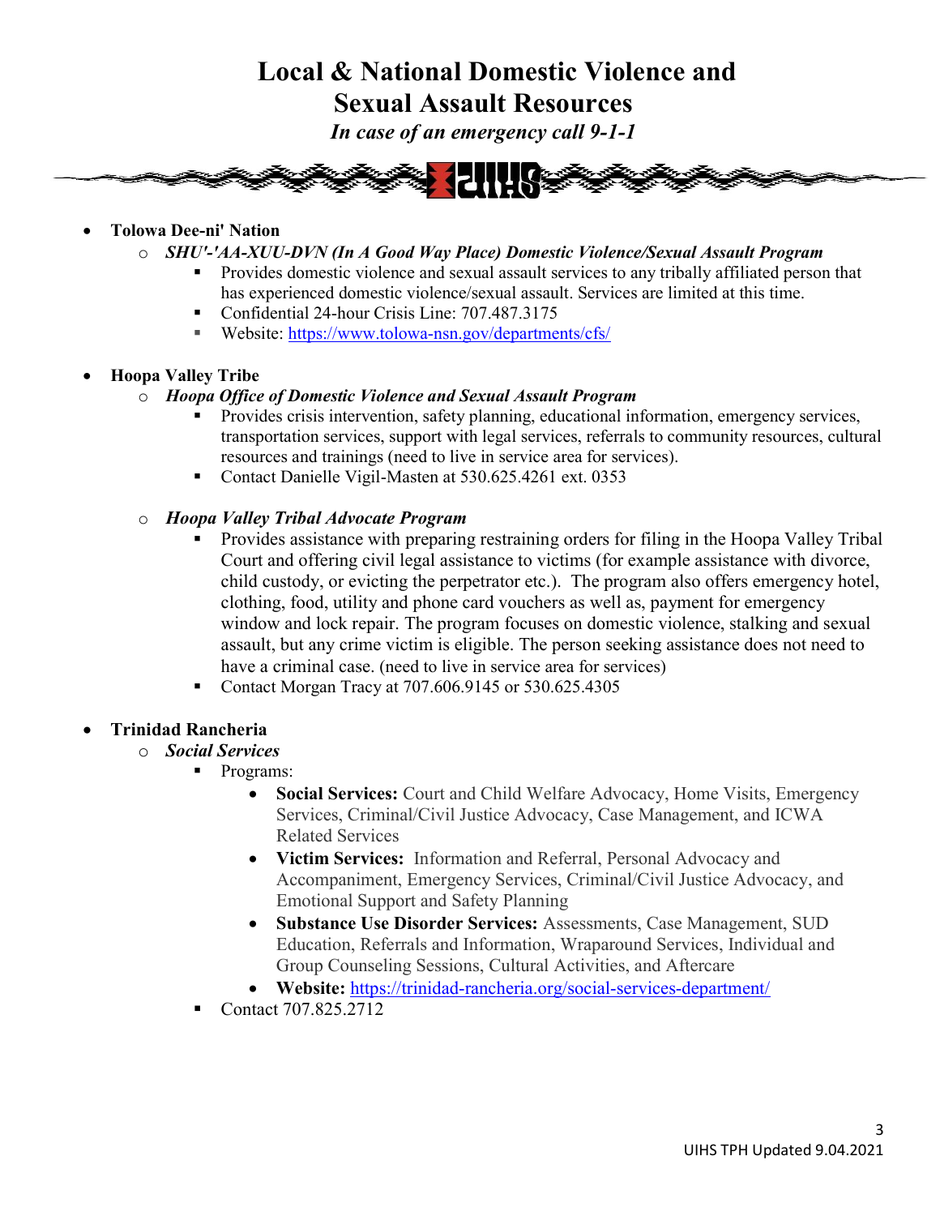# Local & National Domestic Violence and Sexual Assault Resources

*In case of an emergency call 9-1-1*

- **Tolowa Dee-ni' Nation**
  - ***SHU'-'AA-XUU-DVN (In A Good Way Place) Domestic Violence/Sexual Assault Program***
    - Provides domestic violence and sexual assault services to any tribally affiliated person that has experienced domestic violence/sexual assault. Services are limited at this time.
    - Confidential 24-hour Crisis Line: 707.487.3175
    - Website: https://www.tolowa-nsn.gov/departments/cfs/

- **Hoopa Valley Tribe**
  - ***Hoopa Office of Domestic Violence and Sexual Assault Program***
    - Provides crisis intervention, safety planning, educational information, emergency services, transportation services, support with legal services, referrals to community resources, cultural resources and trainings (need to live in service area for services).
    - Contact Danielle Vigil-Masten at 530.625.4261 ext. 0353

  - ***Hoopa Valley Tribal Advocate Program***
    - Provides assistance with preparing restraining orders for filing in the Hoopa Valley Tribal Court and offering civil legal assistance to victims (for example assistance with divorce, child custody, or evicting the perpetrator etc.). The program also offers emergency hotel, clothing, food, utility and phone card vouchers as well as, payment for emergency window and lock repair. The program focuses on domestic violence, stalking and sexual assault, but any crime victim is eligible. The person seeking assistance does not need to have a criminal case. (need to live in service area for services)
    - Contact Morgan Tracy at 707.606.9145 or 530.625.4305

- **Trinidad Rancheria**
  - ***Social Services***
    - Programs:
      - **Social Services:** Court and Child Welfare Advocacy, Home Visits, Emergency Services, Criminal/Civil Justice Advocacy, Case Management, and ICWA Related Services
      - **Victim Services:** Information and Referral, Personal Advocacy and Accompaniment, Emergency Services, Criminal/Civil Justice Advocacy, and Emotional Support and Safety Planning
      - **Substance Use Disorder Services:** Assessments, Case Management, SUD Education, Referrals and Information, Wraparound Services, Individual and Group Counseling Sessions, Cultural Activities, and Aftercare
      - **Website:** https://trinidad-rancheria.org/social-services-department/
    - Contact 707.825.2712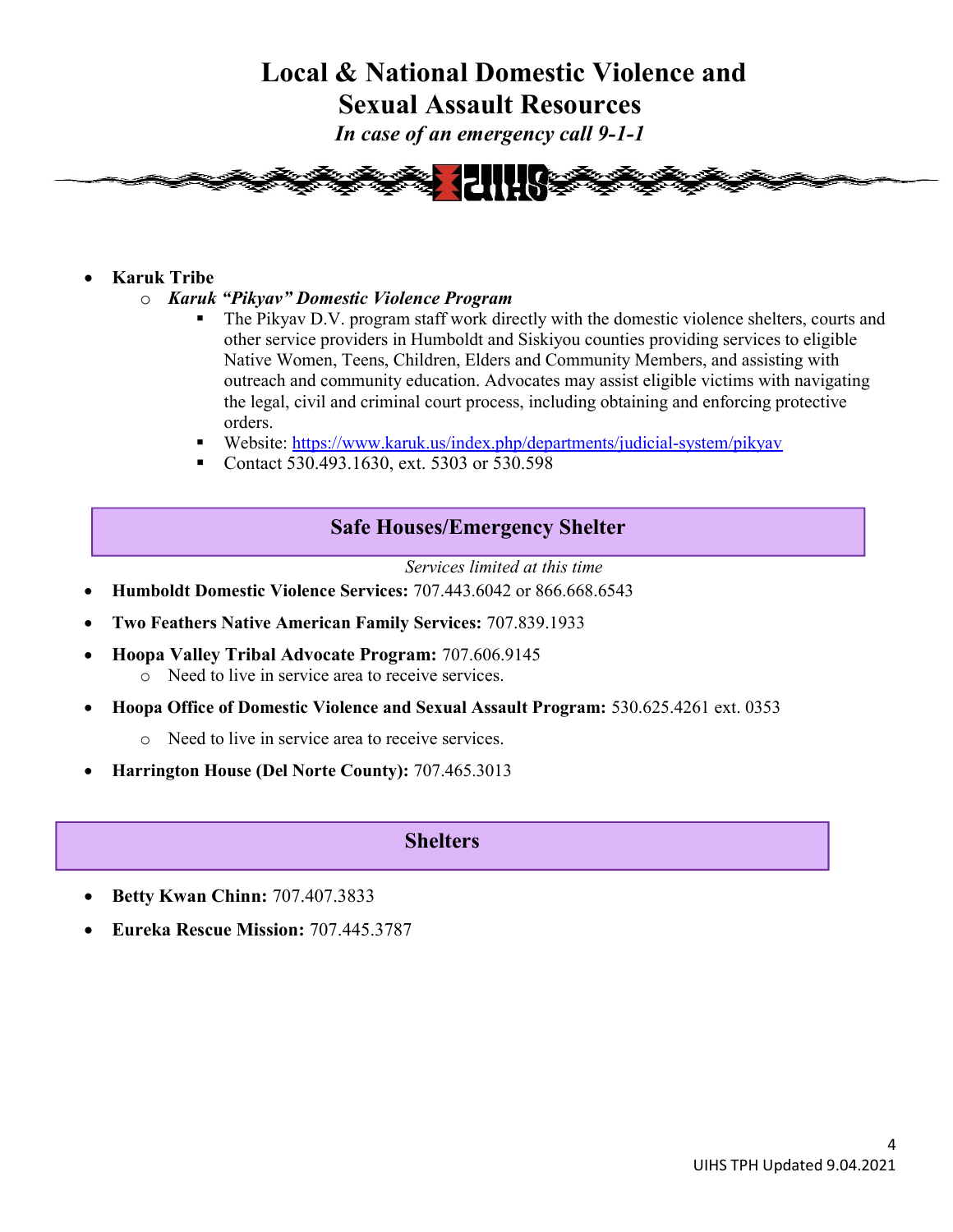# Local & National Domestic Violence and Sexual Assault Resources

*In case of an emergency call 9-1-1*

- **Karuk Tribe**
  - ***Karuk "Pikyav" Domestic Violence Program***
    - The Pikyav D.V. program staff work directly with the domestic violence shelters, courts and other service providers in Humboldt and Siskiyou counties providing services to eligible Native Women, Teens, Children, Elders and Community Members, and assisting with outreach and community education. Advocates may assist eligible victims with navigating the legal, civil and criminal court process, including obtaining and enforcing protective orders.
    - Website: https://www.karuk.us/index.php/departments/judicial-system/pikyav
    - Contact 530.493.1630, ext. 5303 or 530.598

## Safe Houses/Emergency Shelter

*Services limited at this time*

- **Humboldt Domestic Violence Services:** 707.443.6042 or 866.668.6543
- **Two Feathers Native American Family Services:** 707.839.1933
- **Hoopa Valley Tribal Advocate Program:** 707.606.9145
  - Need to live in service area to receive services.
- **Hoopa Office of Domestic Violence and Sexual Assault Program:** 530.625.4261 ext. 0353
  - Need to live in service area to receive services.
- **Harrington House (Del Norte County):** 707.465.3013

## Shelters

- **Betty Kwan Chinn:** 707.407.3833
- **Eureka Rescue Mission:** 707.445.3787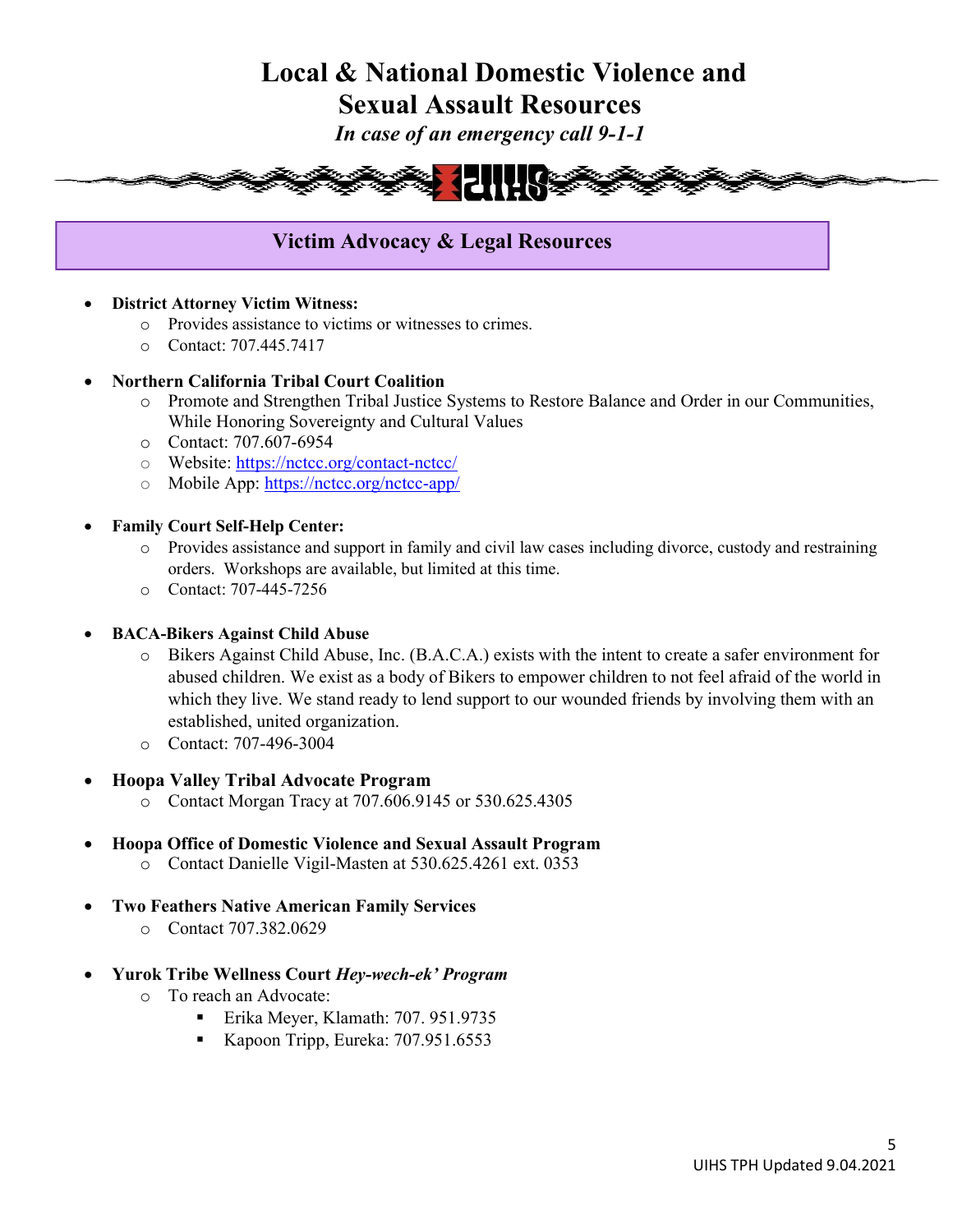# Local & National Domestic Violence and Sexual Assault Resources

*In case of an emergency call 9-1-1*

## Victim Advocacy & Legal Resources

- **District Attorney Victim Witness:**
  - Provides assistance to victims or witnesses to crimes.
  - Contact: 707.445.7417

- **Northern California Tribal Court Coalition**
  - Promote and Strengthen Tribal Justice Systems to Restore Balance and Order in our Communities, While Honoring Sovereignty and Cultural Values
  - Contact: 707.607-6954
  - Website: https://nctcc.org/contact-nctcc/
  - Mobile App: https://nctcc.org/nctcc-app/

- **Family Court Self-Help Center:**
  - Provides assistance and support in family and civil law cases including divorce, custody and restraining orders. Workshops are available, but limited at this time.
  - Contact: 707-445-7256

- **BACA-Bikers Against Child Abuse**
  - Bikers Against Child Abuse, Inc. (B.A.C.A.) exists with the intent to create a safer environment for abused children. We exist as a body of Bikers to empower children to not feel afraid of the world in which they live. We stand ready to lend support to our wounded friends by involving them with an established, united organization.
  - Contact: 707-496-3004

- **Hoopa Valley Tribal Advocate Program**
  - Contact Morgan Tracy at 707.606.9145 or 530.625.4305

- **Hoopa Office of Domestic Violence and Sexual Assault Program**
  - Contact Danielle Vigil-Masten at 530.625.4261 ext. 0353

- **Two Feathers Native American Family Services**
  - Contact 707.382.0629

- **Yurok Tribe Wellness Court *Hey-wech-ek' Program***
  - To reach an Advocate:
    - Erika Meyer, Klamath: 707. 951.9735
    - Kapoon Tripp, Eureka: 707.951.6553

UIHS TPH Updated 9.04.2021